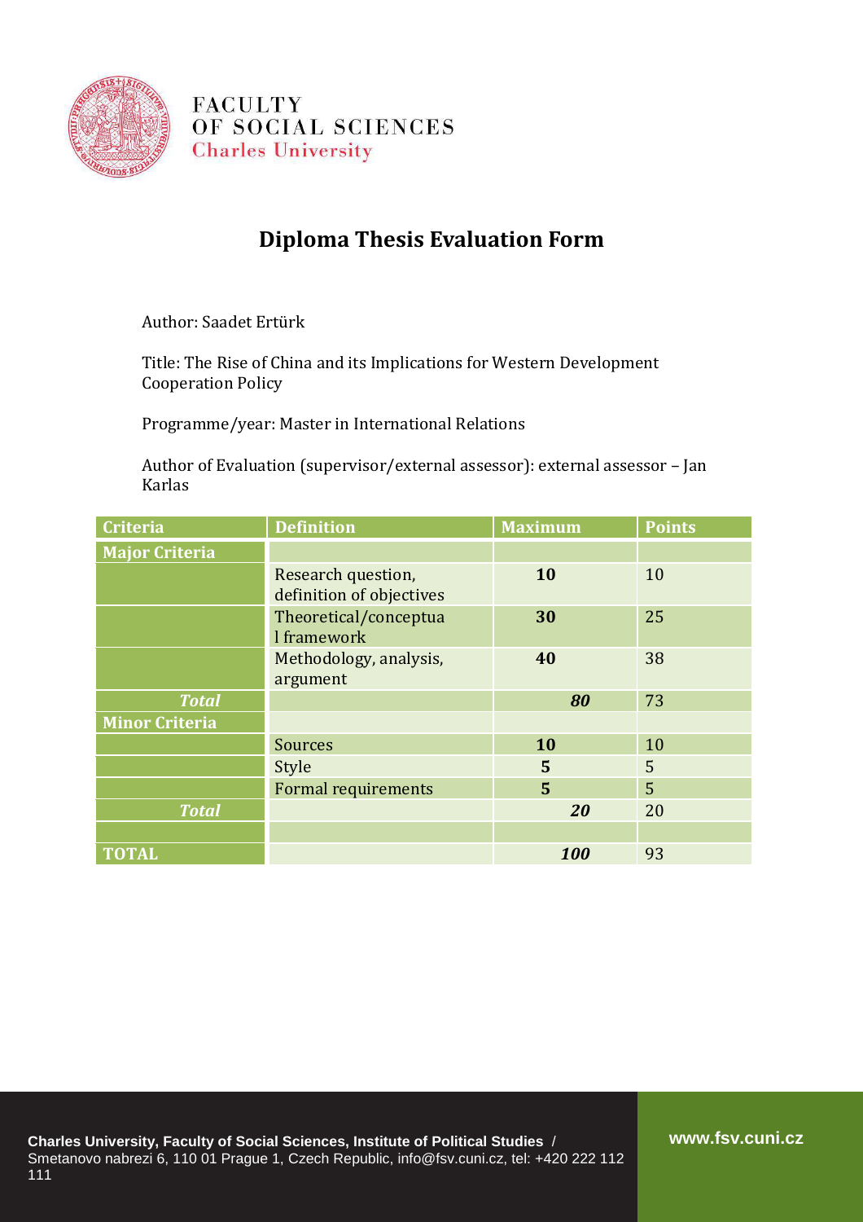FACULTY
OF SOCIAL SCIENCES
Charles University

# Diploma Thesis Evaluation Form

Author: Saadet Ertürk

Title: The Rise of China and its Implications for Western Development Cooperation Policy

Programme/year: Master in International Relations

Author of Evaluation (supervisor/external assessor): external assessor – Jan Karlas

| Criteria | Definition | Maximum | Points |
|---|---|---|---|
| **Major Criteria** | | | |
| | Research question, definition of objectives | **10** | 10 |
| | Theoretical/conceptual framework | **30** | 25 |
| | Methodology, analysis, argument | **40** | 38 |
| ***Total*** | | ***80*** | 73 |
| **Minor Criteria** | | | |
| | Sources | **10** | 10 |
| | Style | **5** | 5 |
| | Formal requirements | **5** | 5 |
| ***Total*** | | ***20*** | 20 |
| | | | |
| **TOTAL** | | ***100*** | 93 |

**Charles University, Faculty of Social Sciences, Institute of Political Studies** /
Smetanovo nabrezi 6, 110 01 Prague 1, Czech Republic, info@fsv.cuni.cz, tel: +420 222 112 111

**www.fsv.cuni.cz**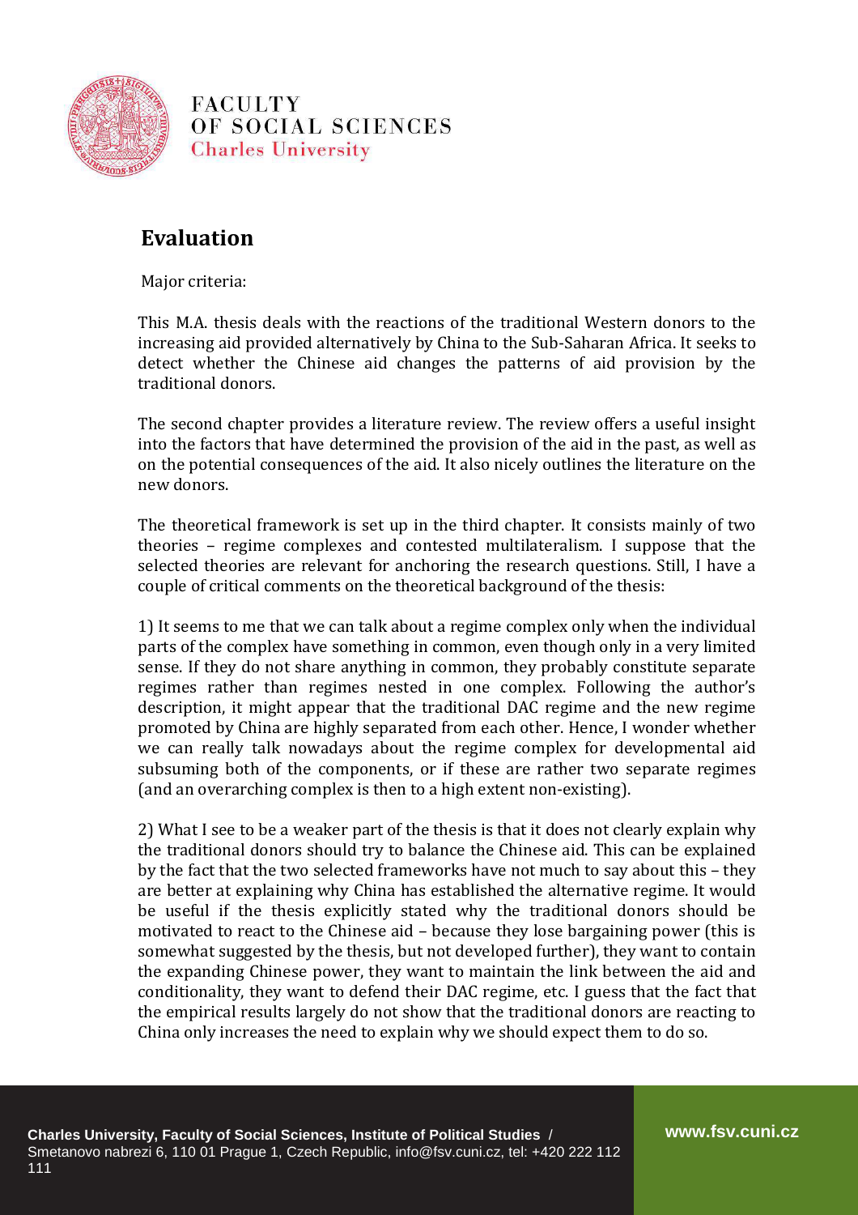## Evaluation

Major criteria:

This M.A. thesis deals with the reactions of the traditional Western donors to the increasing aid provided alternatively by China to the Sub-Saharan Africa. It seeks to detect whether the Chinese aid changes the patterns of aid provision by the traditional donors.

The second chapter provides a literature review. The review offers a useful insight into the factors that have determined the provision of the aid in the past, as well as on the potential consequences of the aid. It also nicely outlines the literature on the new donors.

The theoretical framework is set up in the third chapter. It consists mainly of two theories – regime complexes and contested multilateralism. I suppose that the selected theories are relevant for anchoring the research questions. Still, I have a couple of critical comments on the theoretical background of the thesis:

1) It seems to me that we can talk about a regime complex only when the individual parts of the complex have something in common, even though only in a very limited sense. If they do not share anything in common, they probably constitute separate regimes rather than regimes nested in one complex. Following the author's description, it might appear that the traditional DAC regime and the new regime promoted by China are highly separated from each other. Hence, I wonder whether we can really talk nowadays about the regime complex for developmental aid subsuming both of the components, or if these are rather two separate regimes (and an overarching complex is then to a high extent non-existing).

2) What I see to be a weaker part of the thesis is that it does not clearly explain why the traditional donors should try to balance the Chinese aid. This can be explained by the fact that the two selected frameworks have not much to say about this – they are better at explaining why China has established the alternative regime. It would be useful if the thesis explicitly stated why the traditional donors should be motivated to react to the Chinese aid – because they lose bargaining power (this is somewhat suggested by the thesis, but not developed further), they want to contain the expanding Chinese power, they want to maintain the link between the aid and conditionality, they want to defend their DAC regime, etc. I guess that the fact that the empirical results largely do not show that the traditional donors are reacting to China only increases the need to explain why we should expect them to do so.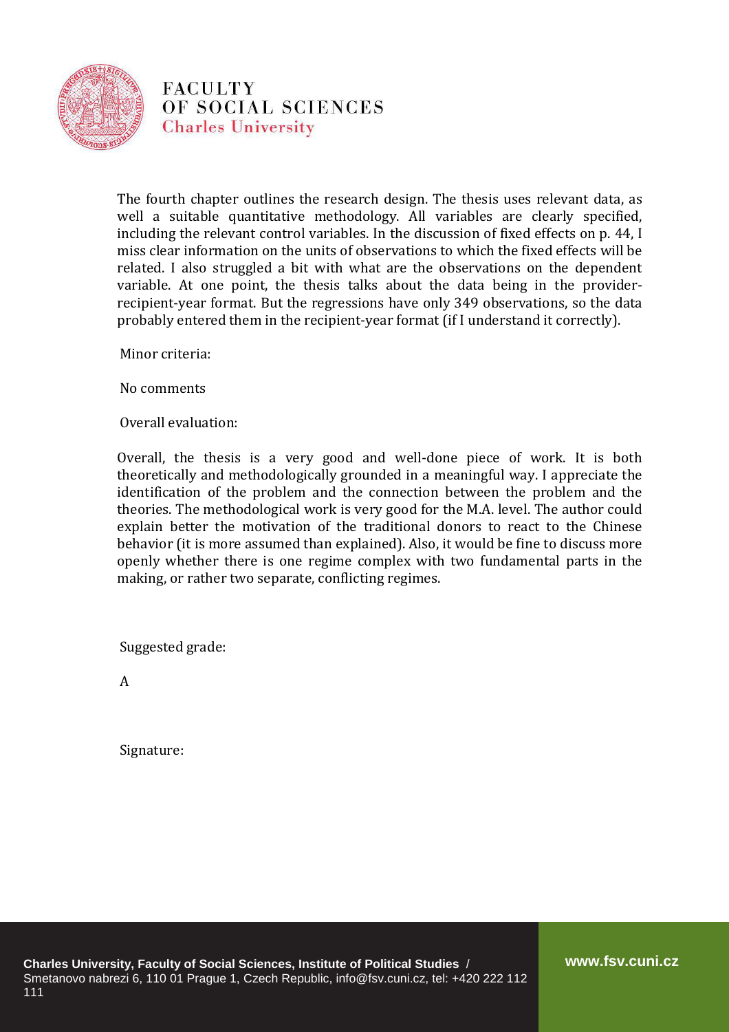The fourth chapter outlines the research design. The thesis uses relevant data, as well a suitable quantitative methodology. All variables are clearly specified, including the relevant control variables. In the discussion of fixed effects on p. 44, I miss clear information on the units of observations to which the fixed effects will be related. I also struggled a bit with what are the observations on the dependent variable. At one point, the thesis talks about the data being in the provider-recipient-year format. But the regressions have only 349 observations, so the data probably entered them in the recipient-year format (if I understand it correctly).

Minor criteria:

No comments

Overall evaluation:

Overall, the thesis is a very good and well-done piece of work. It is both theoretically and methodologically grounded in a meaningful way. I appreciate the identification of the problem and the connection between the problem and the theories. The methodological work is very good for the M.A. level. The author could explain better the motivation of the traditional donors to react to the Chinese behavior (it is more assumed than explained). Also, it would be fine to discuss more openly whether there is one regime complex with two fundamental parts in the making, or rather two separate, conflicting regimes.

Suggested grade:

A

Signature: